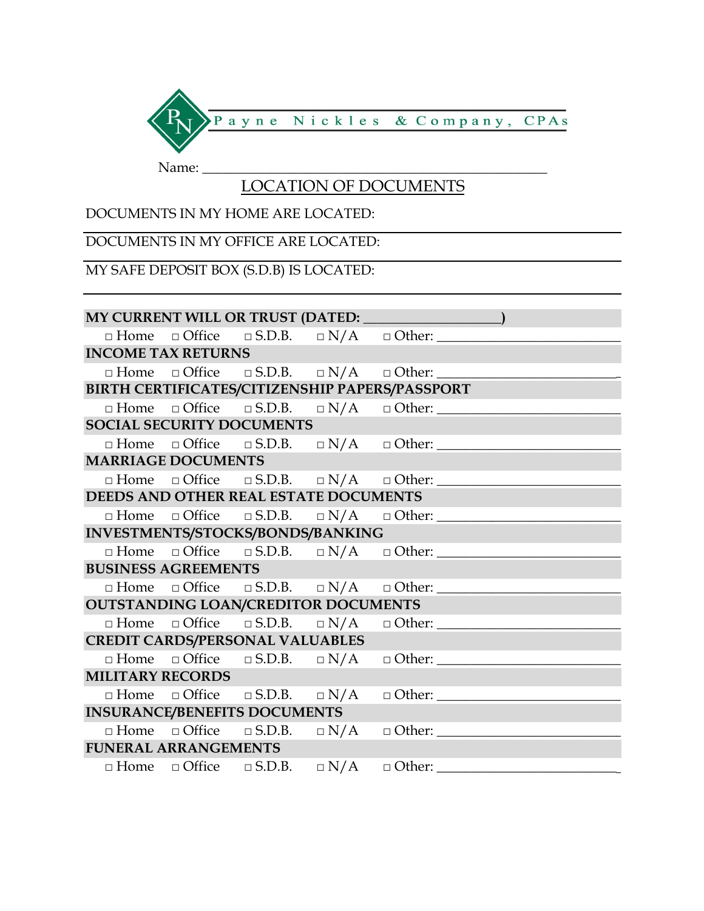Payne Nickles & Company, CPAs

Name: ___________________________________________________

# LOCATION OF DOCUMENTS

DOCUMENTS IN MY HOME ARE LOCATED:

DOCUMENTS IN MY OFFICE ARE LOCATED:

MY SAFE DEPOSIT BOX (S.D.B) IS LOCATED:

**MY CURRENT WILL OR TRUST (DATED: __________________)**

□ Home □ Office □ S.D.B. □ N/A □ Other: _________________________

**INCOME TAX RETURNS**

□ Home □ Office □ S.D.B. □ N/A □ Other: _________________________

**BIRTH CERTIFICATES/CITIZENSHIP PAPERS/PASSPORT**

□ Home □ Office □ S.D.B. □ N/A □ Other: _________________________

**SOCIAL SECURITY DOCUMENTS**

□ Home □ Office □ S.D.B. □ N/A □ Other: _________________________

**MARRIAGE DOCUMENTS**

□ Home □ Office □ S.D.B. □ N/A □ Other: _________________________

**DEEDS AND OTHER REAL ESTATE DOCUMENTS**

□ Home □ Office □ S.D.B. □ N/A □ Other: _________________________

**INVESTMENTS/STOCKS/BONDS/BANKING**

□ Home □ Office □ S.D.B. □ N/A □ Other: _________________________

**BUSINESS AGREEMENTS**

□ Home □ Office □ S.D.B. □ N/A □ Other: _________________________

**OUTSTANDING LOAN/CREDITOR DOCUMENTS**

□ Home □ Office □ S.D.B. □ N/A □ Other: _________________________

**CREDIT CARDS/PERSONAL VALUABLES**

□ Home □ Office □ S.D.B. □ N/A □ Other: _________________________

**MILITARY RECORDS**

□ Home □ Office □ S.D.B. □ N/A □ Other: _________________________

**INSURANCE/BENEFITS DOCUMENTS**

□ Home □ Office □ S.D.B. □ N/A □ Other: _________________________

**FUNERAL ARRANGEMENTS**

□ Home □ Office □ S.D.B. □ N/A □ Other: _________________________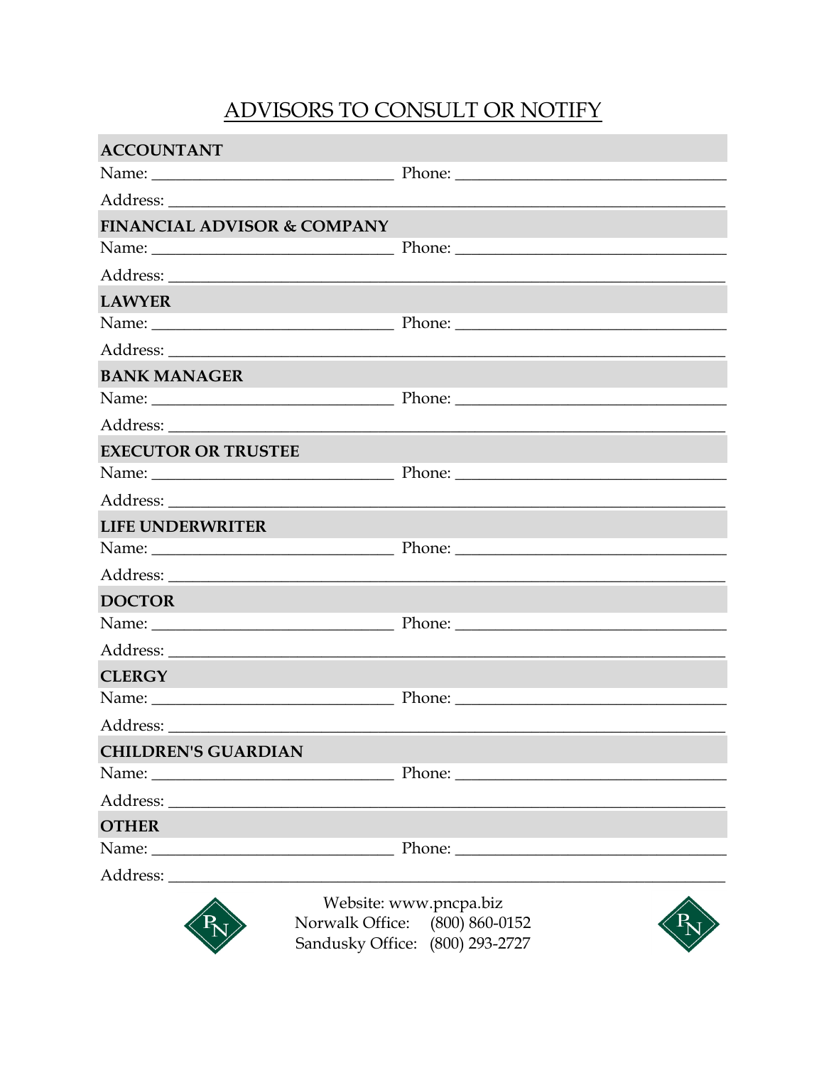# ADVISORS TO CONSULT OR NOTIFY

**ACCOUNTANT**

Name: ______________________________ Phone: __________________________________

Address: ______________________________________________________________________

**FINANCIAL ADVISOR & COMPANY**

Name: ______________________________ Phone: __________________________________

Address: ______________________________________________________________________

**LAWYER**

Name: ______________________________ Phone: __________________________________

Address: ______________________________________________________________________

**BANK MANAGER**

Name: ______________________________ Phone: __________________________________

Address: ______________________________________________________________________

**EXECUTOR OR TRUSTEE**

Name: ______________________________ Phone: __________________________________

Address: ______________________________________________________________________

**LIFE UNDERWRITER**

Name: ______________________________ Phone: __________________________________

Address: ______________________________________________________________________

**DOCTOR**

Name: ______________________________ Phone: __________________________________

Address: ______________________________________________________________________

**CLERGY**

Name: ______________________________ Phone: __________________________________

Address: ______________________________________________________________________

**CHILDREN'S GUARDIAN**

Name: ______________________________ Phone: __________________________________

Address: ______________________________________________________________________

**OTHER**

Name: ______________________________ Phone: __________________________________

Address: ______________________________________________________________________

Website: www.pncpa.biz
Norwalk Office: (800) 860-0152
Sandusky Office: (800) 293-2727